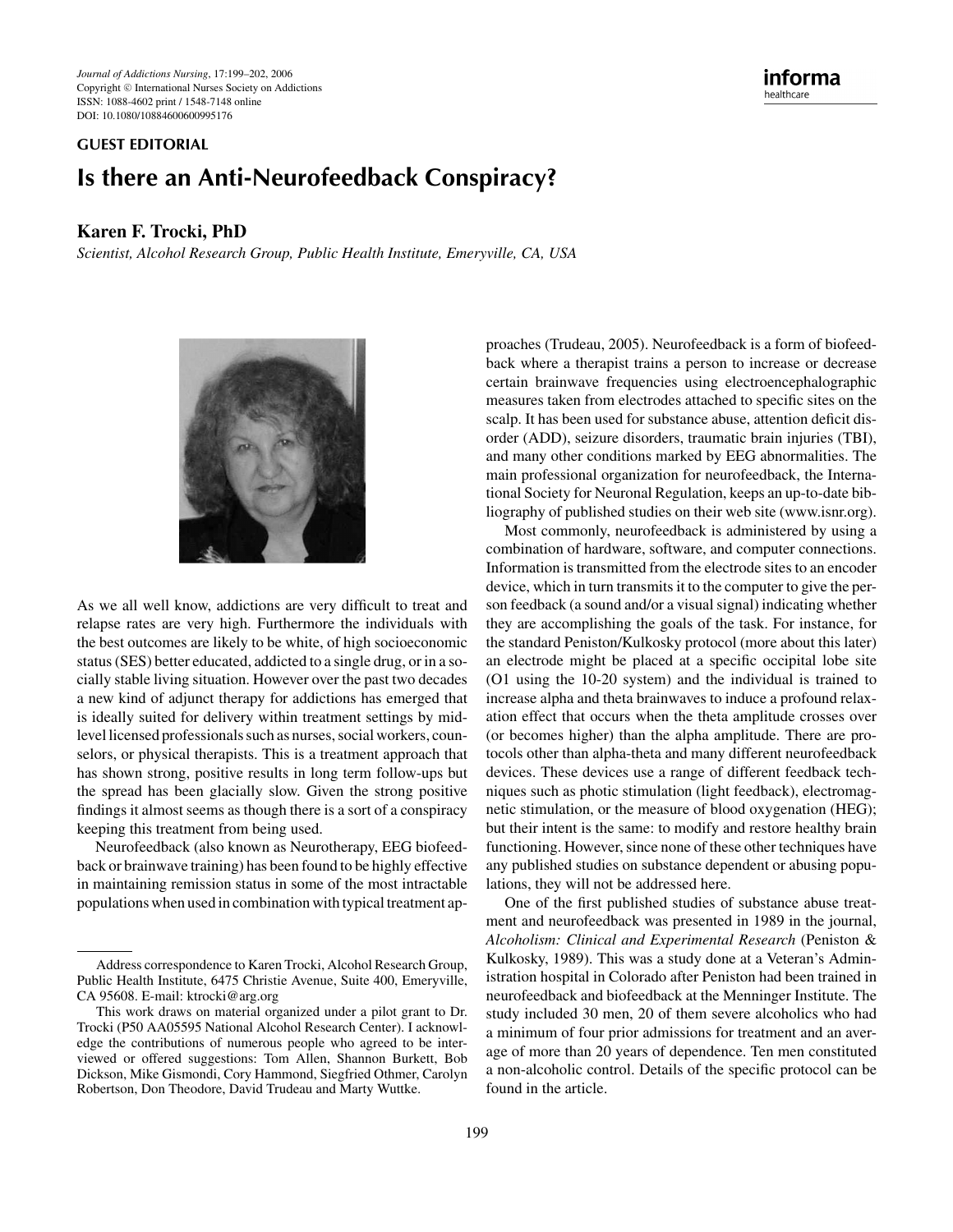GUEST EDITORIAL

# Is there an Anti-Neurofeedback Conspiracy?

**Karen F. Trocki, PhD**

*Scientist, Alcohol Research Group, Public Health Institute, Emeryville, CA, USA*

As we all well know, addictions are very difficult to treat and relapse rates are very high. Furthermore the individuals with the best outcomes are likely to be white, of high socioeconomic status (SES) better educated, addicted to a single drug, or in a socially stable living situation. However over the past two decades a new kind of adjunct therapy for addictions has emerged that is ideally suited for delivery within treatment settings by mid-level licensed professionals such as nurses, social workers, counselors, or physical therapists. This is a treatment approach that has shown strong, positive results in long term follow-ups but the spread has been glacially slow. Given the strong positive findings it almost seems as though there is a sort of a conspiracy keeping this treatment from being used.

Neurofeedback (also known as Neurotherapy, EEG biofeedback or brainwave training) has been found to be highly effective in maintaining remission status in some of the most intractable populations when used in combination with typical treatment approaches (Trudeau, 2005). Neurofeedback is a form of biofeedback where a therapist trains a person to increase or decrease certain brainwave frequencies using electroencephalographic measures taken from electrodes attached to specific sites on the scalp. It has been used for substance abuse, attention deficit disorder (ADD), seizure disorders, traumatic brain injuries (TBI), and many other conditions marked by EEG abnormalities. The main professional organization for neurofeedback, the International Society for Neuronal Regulation, keeps an up-to-date bibliography of published studies on their web site (www.isnr.org).

Most commonly, neurofeedback is administered by using a combination of hardware, software, and computer connections. Information is transmitted from the electrode sites to an encoder device, which in turn transmits it to the computer to give the person feedback (a sound and/or a visual signal) indicating whether they are accomplishing the goals of the task. For instance, for the standard Peniston/Kulkosky protocol (more about this later) an electrode might be placed at a specific occipital lobe site (O1 using the 10-20 system) and the individual is trained to increase alpha and theta brainwaves to induce a profound relaxation effect that occurs when the theta amplitude crosses over (or becomes higher) than the alpha amplitude. There are protocols other than alpha-theta and many different neurofeedback devices. These devices use a range of different feedback techniques such as photic stimulation (light feedback), electromagnetic stimulation, or the measure of blood oxygenation (HEG); but their intent is the same: to modify and restore healthy brain functioning. However, since none of these other techniques have any published studies on substance dependent or abusing populations, they will not be addressed here.

One of the first published studies of substance abuse treatment and neurofeedback was presented in 1989 in the journal, *Alcoholism: Clinical and Experimental Research* (Peniston & Kulkosky, 1989). This was a study done at a Veteran's Administration hospital in Colorado after Peniston had been trained in neurofeedback and biofeedback at the Menninger Institute. The study included 30 men, 20 of them severe alcoholics who had a minimum of four prior admissions for treatment and an average of more than 20 years of dependence. Ten men constituted a non-alcoholic control. Details of the specific protocol can be found in the article.

---

Address correspondence to Karen Trocki, Alcohol Research Group, Public Health Institute, 6475 Christie Avenue, Suite 400, Emeryville, CA 95608. E-mail: ktrocki@arg.org

This work draws on material organized under a pilot grant to Dr. Trocki (P50 AA05595 National Alcohol Research Center). I acknowledge the contributions of numerous people who agreed to be interviewed or offered suggestions: Tom Allen, Shannon Burkett, Bob Dickson, Mike Gismondi, Cory Hammond, Siegfried Othmer, Carolyn Robertson, Don Theodore, David Trudeau and Marty Wuttke.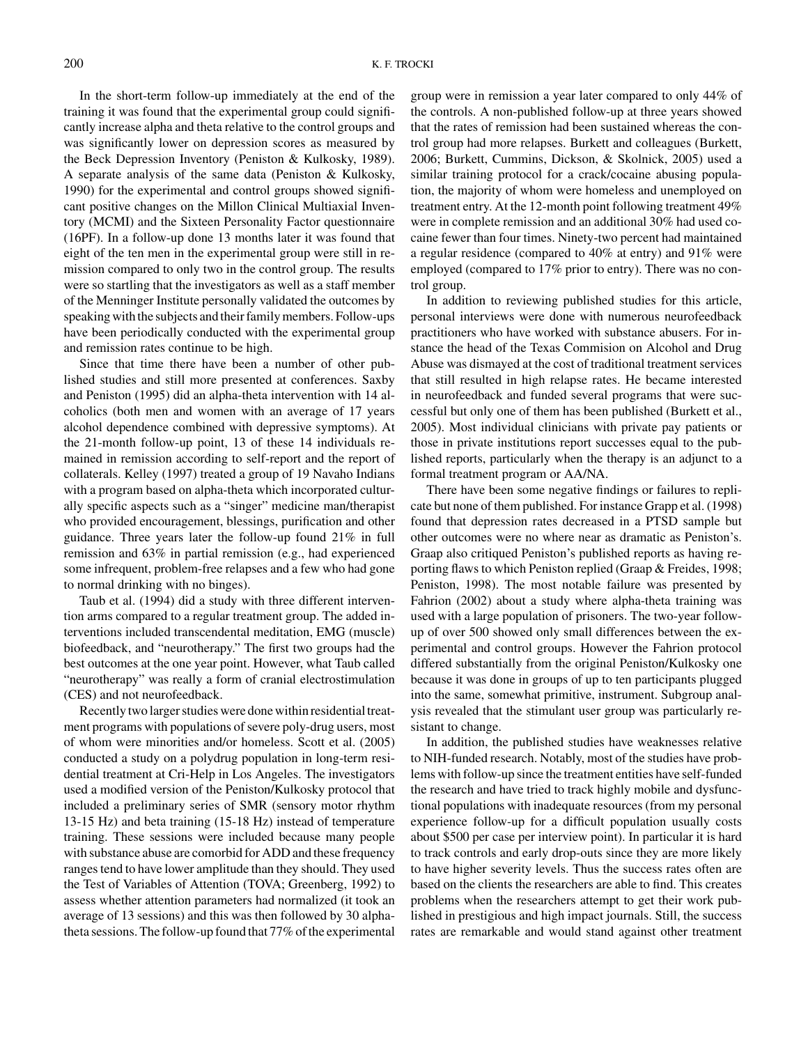In the short-term follow-up immediately at the end of the training it was found that the experimental group could significantly increase alpha and theta relative to the control groups and was significantly lower on depression scores as measured by the Beck Depression Inventory (Peniston & Kulkosky, 1989). A separate analysis of the same data (Peniston & Kulkosky, 1990) for the experimental and control groups showed significant positive changes on the Millon Clinical Multiaxial Inventory (MCMI) and the Sixteen Personality Factor questionnaire (16PF). In a follow-up done 13 months later it was found that eight of the ten men in the experimental group were still in remission compared to only two in the control group. The results were so startling that the investigators as well as a staff member of the Menninger Institute personally validated the outcomes by speaking with the subjects and their family members. Follow-ups have been periodically conducted with the experimental group and remission rates continue to be high.

Since that time there have been a number of other published studies and still more presented at conferences. Saxby and Peniston (1995) did an alpha-theta intervention with 14 alcoholics (both men and women with an average of 17 years alcohol dependence combined with depressive symptoms). At the 21-month follow-up point, 13 of these 14 individuals remained in remission according to self-report and the report of collaterals. Kelley (1997) treated a group of 19 Navaho Indians with a program based on alpha-theta which incorporated culturally specific aspects such as a "singer" medicine man/therapist who provided encouragement, blessings, purification and other guidance. Three years later the follow-up found 21% in full remission and 63% in partial remission (e.g., had experienced some infrequent, problem-free relapses and a few who had gone to normal drinking with no binges).

Taub et al. (1994) did a study with three different intervention arms compared to a regular treatment group. The added interventions included transcendental meditation, EMG (muscle) biofeedback, and "neurotherapy." The first two groups had the best outcomes at the one year point. However, what Taub called "neurotherapy" was really a form of cranial electrostimulation (CES) and not neurofeedback.

Recently two larger studies were done within residential treatment programs with populations of severe poly-drug users, most of whom were minorities and/or homeless. Scott et al. (2005) conducted a study on a polydrug population in long-term residential treatment at Cri-Help in Los Angeles. The investigators used a modified version of the Peniston/Kulkosky protocol that included a preliminary series of SMR (sensory motor rhythm 13-15 Hz) and beta training (15-18 Hz) instead of temperature training. These sessions were included because many people with substance abuse are comorbid for ADD and these frequency ranges tend to have lower amplitude than they should. They used the Test of Variables of Attention (TOVA; Greenberg, 1992) to assess whether attention parameters had normalized (it took an average of 13 sessions) and this was then followed by 30 alpha-theta sessions. The follow-up found that 77% of the experimental group were in remission a year later compared to only 44% of the controls. A non-published follow-up at three years showed that the rates of remission had been sustained whereas the control group had more relapses. Burkett and colleagues (Burkett, 2006; Burkett, Cummins, Dickson, & Skolnick, 2005) used a similar training protocol for a crack/cocaine abusing population, the majority of whom were homeless and unemployed on treatment entry. At the 12-month point following treatment 49% were in complete remission and an additional 30% had used cocaine fewer than four times. Ninety-two percent had maintained a regular residence (compared to 40% at entry) and 91% were employed (compared to 17% prior to entry). There was no control group.

In addition to reviewing published studies for this article, personal interviews were done with numerous neurofeedback practitioners who have worked with substance abusers. For instance the head of the Texas Commision on Alcohol and Drug Abuse was dismayed at the cost of traditional treatment services that still resulted in high relapse rates. He became interested in neurofeedback and funded several programs that were successful but only one of them has been published (Burkett et al., 2005). Most individual clinicians with private pay patients or those in private institutions report successes equal to the published reports, particularly when the therapy is an adjunct to a formal treatment program or AA/NA.

There have been some negative findings or failures to replicate but none of them published. For instance Grapp et al. (1998) found that depression rates decreased in a PTSD sample but other outcomes were no where near as dramatic as Peniston's. Graap also critiqued Peniston's published reports as having reporting flaws to which Peniston replied (Graap & Freides, 1998; Peniston, 1998). The most notable failure was presented by Fahrion (2002) about a study where alpha-theta training was used with a large population of prisoners. The two-year follow-up of over 500 showed only small differences between the experimental and control groups. However the Fahrion protocol differed substantially from the original Peniston/Kulkosky one because it was done in groups of up to ten participants plugged into the same, somewhat primitive, instrument. Subgroup analysis revealed that the stimulant user group was particularly resistant to change.

In addition, the published studies have weaknesses relative to NIH-funded research. Notably, most of the studies have problems with follow-up since the treatment entities have self-funded the research and have tried to track highly mobile and dysfunctional populations with inadequate resources (from my personal experience follow-up for a difficult population usually costs about $500 per case per interview point). In particular it is hard to track controls and early drop-outs since they are more likely to have higher severity levels. Thus the success rates often are based on the clients the researchers are able to find. This creates problems when the researchers attempt to get their work published in prestigious and high impact journals. Still, the success rates are remarkable and would stand against other treatment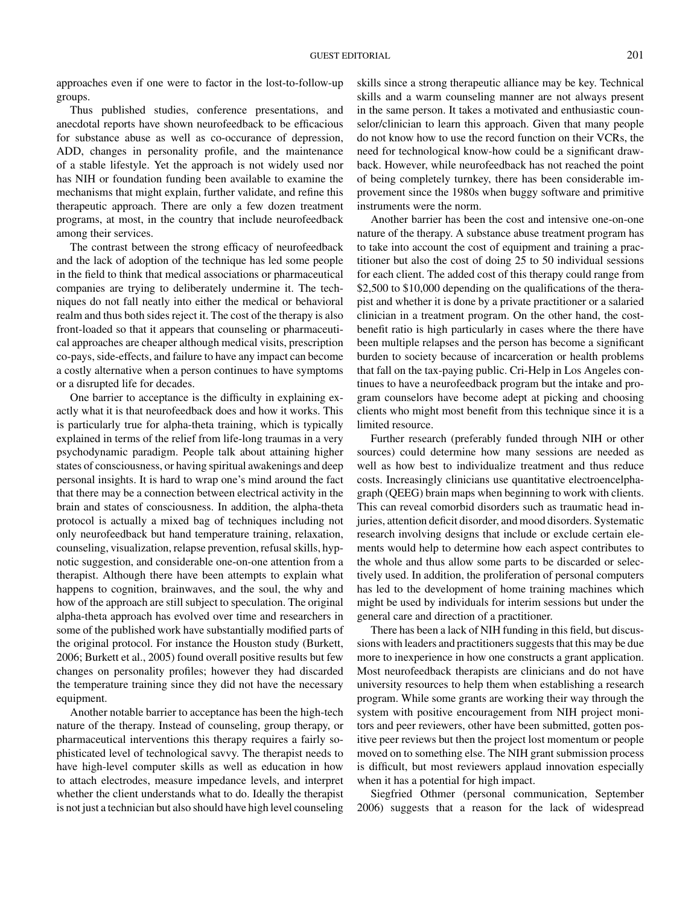approaches even if one were to factor in the lost-to-follow-up groups.

Thus published studies, conference presentations, and anecdotal reports have shown neurofeedback to be efficacious for substance abuse as well as co-occurance of depression, ADD, changes in personality profile, and the maintenance of a stable lifestyle. Yet the approach is not widely used nor has NIH or foundation funding been available to examine the mechanisms that might explain, further validate, and refine this therapeutic approach. There are only a few dozen treatment programs, at most, in the country that include neurofeedback among their services.

The contrast between the strong efficacy of neurofeedback and the lack of adoption of the technique has led some people in the field to think that medical associations or pharmaceutical companies are trying to deliberately undermine it. The techniques do not fall neatly into either the medical or behavioral realm and thus both sides reject it. The cost of the therapy is also front-loaded so that it appears that counseling or pharmaceutical approaches are cheaper although medical visits, prescription co-pays, side-effects, and failure to have any impact can become a costly alternative when a person continues to have symptoms or a disrupted life for decades.

One barrier to acceptance is the difficulty in explaining exactly what it is that neurofeedback does and how it works. This is particularly true for alpha-theta training, which is typically explained in terms of the relief from life-long traumas in a very psychodynamic paradigm. People talk about attaining higher states of consciousness, or having spiritual awakenings and deep personal insights. It is hard to wrap one's mind around the fact that there may be a connection between electrical activity in the brain and states of consciousness. In addition, the alpha-theta protocol is actually a mixed bag of techniques including not only neurofeedback but hand temperature training, relaxation, counseling, visualization, relapse prevention, refusal skills, hypnotic suggestion, and considerable one-on-one attention from a therapist. Although there have been attempts to explain what happens to cognition, brainwaves, and the soul, the why and how of the approach are still subject to speculation. The original alpha-theta approach has evolved over time and researchers in some of the published work have substantially modified parts of the original protocol. For instance the Houston study (Burkett, 2006; Burkett et al., 2005) found overall positive results but few changes on personality profiles; however they had discarded the temperature training since they did not have the necessary equipment.

Another notable barrier to acceptance has been the high-tech nature of the therapy. Instead of counseling, group therapy, or pharmaceutical interventions this therapy requires a fairly sophisticated level of technological savvy. The therapist needs to have high-level computer skills as well as education in how to attach electrodes, measure impedance levels, and interpret whether the client understands what to do. Ideally the therapist is not just a technician but also should have high level counseling skills since a strong therapeutic alliance may be key. Technical skills and a warm counseling manner are not always present in the same person. It takes a motivated and enthusiastic counselor/clinician to learn this approach. Given that many people do not know how to use the record function on their VCRs, the need for technological know-how could be a significant drawback. However, while neurofeedback has not reached the point of being completely turnkey, there has been considerable improvement since the 1980s when buggy software and primitive instruments were the norm.

Another barrier has been the cost and intensive one-on-one nature of the therapy. A substance abuse treatment program has to take into account the cost of equipment and training a practitioner but also the cost of doing 25 to 50 individual sessions for each client. The added cost of this therapy could range from $2,500 to $10,000 depending on the qualifications of the therapist and whether it is done by a private practitioner or a salaried clinician in a treatment program. On the other hand, the cost-benefit ratio is high particularly in cases where the there have been multiple relapses and the person has become a significant burden to society because of incarceration or health problems that fall on the tax-paying public. Cri-Help in Los Angeles continues to have a neurofeedback program but the intake and program counselors have become adept at picking and choosing clients who might most benefit from this technique since it is a limited resource.

Further research (preferably funded through NIH or other sources) could determine how many sessions are needed as well as how best to individualize treatment and thus reduce costs. Increasingly clinicians use quantitative electroencelphagraph (QEEG) brain maps when beginning to work with clients. This can reveal comorbid disorders such as traumatic head injuries, attention deficit disorder, and mood disorders. Systematic research involving designs that include or exclude certain elements would help to determine how each aspect contributes to the whole and thus allow some parts to be discarded or selectively used. In addition, the proliferation of personal computers has led to the development of home training machines which might be used by individuals for interim sessions but under the general care and direction of a practitioner.

There has been a lack of NIH funding in this field, but discussions with leaders and practitioners suggests that this may be due more to inexperience in how one constructs a grant application. Most neurofeedback therapists are clinicians and do not have university resources to help them when establishing a research program. While some grants are working their way through the system with positive encouragement from NIH project monitors and peer reviewers, other have been submitted, gotten positive peer reviews but then the project lost momentum or people moved on to something else. The NIH grant submission process is difficult, but most reviewers applaud innovation especially when it has a potential for high impact.

Siegfried Othmer (personal communication, September 2006) suggests that a reason for the lack of widespread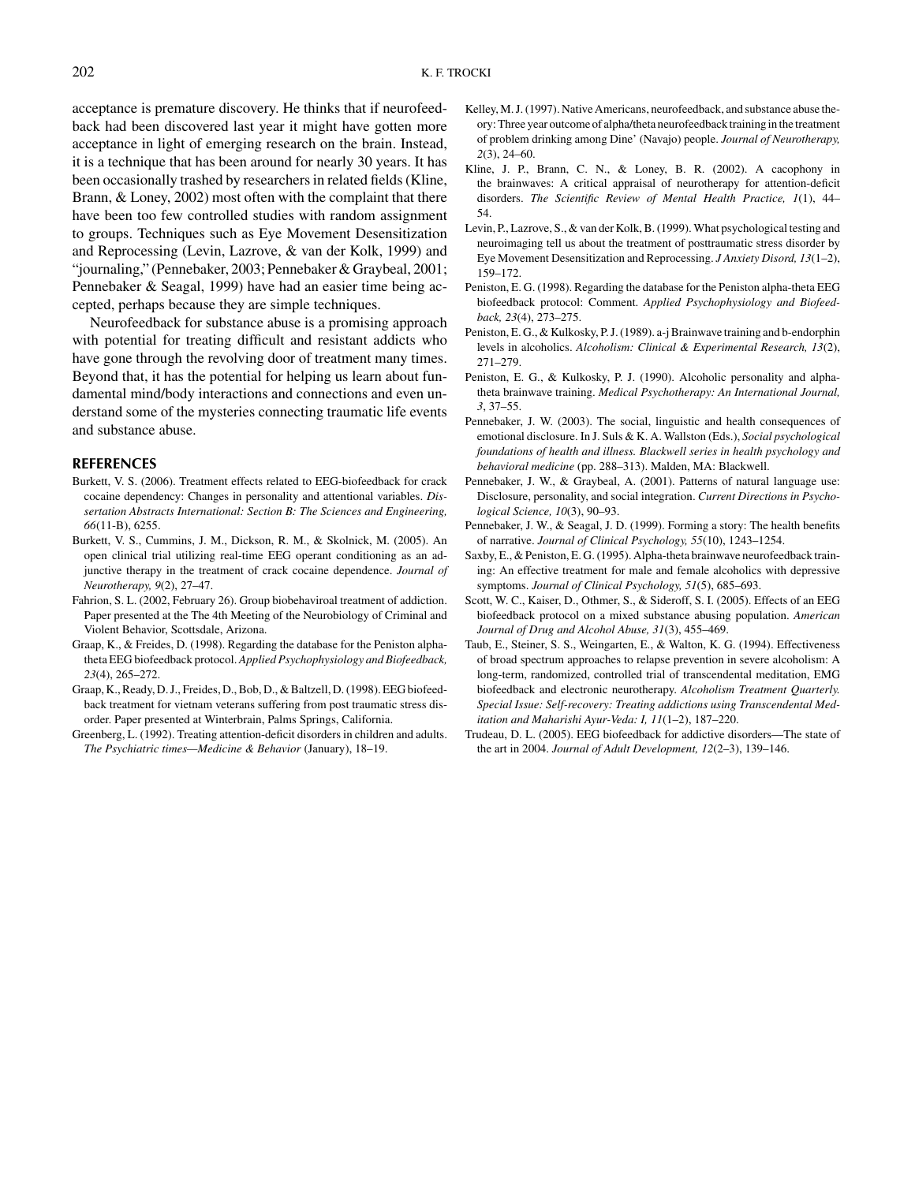acceptance is premature discovery. He thinks that if neurofeedback had been discovered last year it might have gotten more acceptance in light of emerging research on the brain. Instead, it is a technique that has been around for nearly 30 years. It has been occasionally trashed by researchers in related fields (Kline, Brann, & Loney, 2002) most often with the complaint that there have been too few controlled studies with random assignment to groups. Techniques such as Eye Movement Desensitization and Reprocessing (Levin, Lazrove, & van der Kolk, 1999) and "journaling," (Pennebaker, 2003; Pennebaker & Graybeal, 2001; Pennebaker & Seagal, 1999) have had an easier time being accepted, perhaps because they are simple techniques.

Neurofeedback for substance abuse is a promising approach with potential for treating difficult and resistant addicts who have gone through the revolving door of treatment many times. Beyond that, it has the potential for helping us learn about fundamental mind/body interactions and connections and even understand some of the mysteries connecting traumatic life events and substance abuse.

## REFERENCES

Burkett, V. S. (2006). Treatment effects related to EEG-biofeedback for crack cocaine dependency: Changes in personality and attentional variables. *Dissertation Abstracts International: Section B: The Sciences and Engineering, 66*(11-B), 6255.

Burkett, V. S., Cummins, J. M., Dickson, R. M., & Skolnick, M. (2005). An open clinical trial utilizing real-time EEG operant conditioning as an adjunctive therapy in the treatment of crack cocaine dependence. *Journal of Neurotherapy, 9*(2), 27–47.

Fahrion, S. L. (2002, February 26). Group biobehaviroal treatment of addiction. Paper presented at the The 4th Meeting of the Neurobiology of Criminal and Violent Behavior, Scottsdale, Arizona.

Graap, K., & Freides, D. (1998). Regarding the database for the Peniston alpha-theta EEG biofeedback protocol. *Applied Psychophysiology and Biofeedback, 23*(4), 265–272.

Graap, K., Ready, D. J., Freides, D., Bob, D., & Baltzell, D. (1998). EEG biofeedback treatment for vietnam veterans suffering from post traumatic stress disorder. Paper presented at Winterbrain, Palms Springs, California.

Greenberg, L. (1992). Treating attention-deficit disorders in children and adults. *The Psychiatric times—Medicine & Behavior* (January), 18–19.

Kelley, M. J. (1997). Native Americans, neurofeedback, and substance abuse theory: Three year outcome of alpha/theta neurofeedback training in the treatment of problem drinking among Dine' (Navajo) people. *Journal of Neurotherapy, 2*(3), 24–60.

Kline, J. P., Brann, C. N., & Loney, B. R. (2002). A cacophony in the brainwaves: A critical appraisal of neurotherapy for attention-deficit disorders. *The Scientific Review of Mental Health Practice, 1*(1), 44–54.

Levin, P., Lazrove, S., & van der Kolk, B. (1999). What psychological testing and neuroimaging tell us about the treatment of posttraumatic stress disorder by Eye Movement Desensitization and Reprocessing. *J Anxiety Disord, 13*(1–2), 159–172.

Peniston, E. G. (1998). Regarding the database for the Peniston alpha-theta EEG biofeedback protocol: Comment. *Applied Psychophysiology and Biofeedback, 23*(4), 273–275.

Peniston, E. G., & Kulkosky, P. J. (1989). a-j Brainwave training and b-endorphin levels in alcoholics. *Alcoholism: Clinical & Experimental Research, 13*(2), 271–279.

Peniston, E. G., & Kulkosky, P. J. (1990). Alcoholic personality and alpha-theta brainwave training. *Medical Psychotherapy: An International Journal, 3*, 37–55.

Pennebaker, J. W. (2003). The social, linguistic and health consequences of emotional disclosure. In J. Suls & K. A. Wallston (Eds.), *Social psychological foundations of health and illness. Blackwell series in health psychology and behavioral medicine* (pp. 288–313). Malden, MA: Blackwell.

Pennebaker, J. W., & Graybeal, A. (2001). Patterns of natural language use: Disclosure, personality, and social integration. *Current Directions in Psychological Science, 10*(3), 90–93.

Pennebaker, J. W., & Seagal, J. D. (1999). Forming a story: The health benefits of narrative. *Journal of Clinical Psychology, 55*(10), 1243–1254.

Saxby, E., & Peniston, E. G. (1995). Alpha-theta brainwave neurofeedback training: An effective treatment for male and female alcoholics with depressive symptoms. *Journal of Clinical Psychology, 51*(5), 685–693.

Scott, W. C., Kaiser, D., Othmer, S., & Sideroff, S. I. (2005). Effects of an EEG biofeedback protocol on a mixed substance abusing population. *American Journal of Drug and Alcohol Abuse, 31*(3), 455–469.

Taub, E., Steiner, S. S., Weingarten, E., & Walton, K. G. (1994). Effectiveness of broad spectrum approaches to relapse prevention in severe alcoholism: A long-term, randomized, controlled trial of transcendental meditation, EMG biofeedback and electronic neurotherapy. *Alcoholism Treatment Quarterly. Special Issue: Self-recovery: Treating addictions using Transcendental Meditation and Maharishi Ayur-Veda: I, 11*(1–2), 187–220.

Trudeau, D. L. (2005). EEG biofeedback for addictive disorders—The state of the art in 2004. *Journal of Adult Development, 12*(2–3), 139–146.